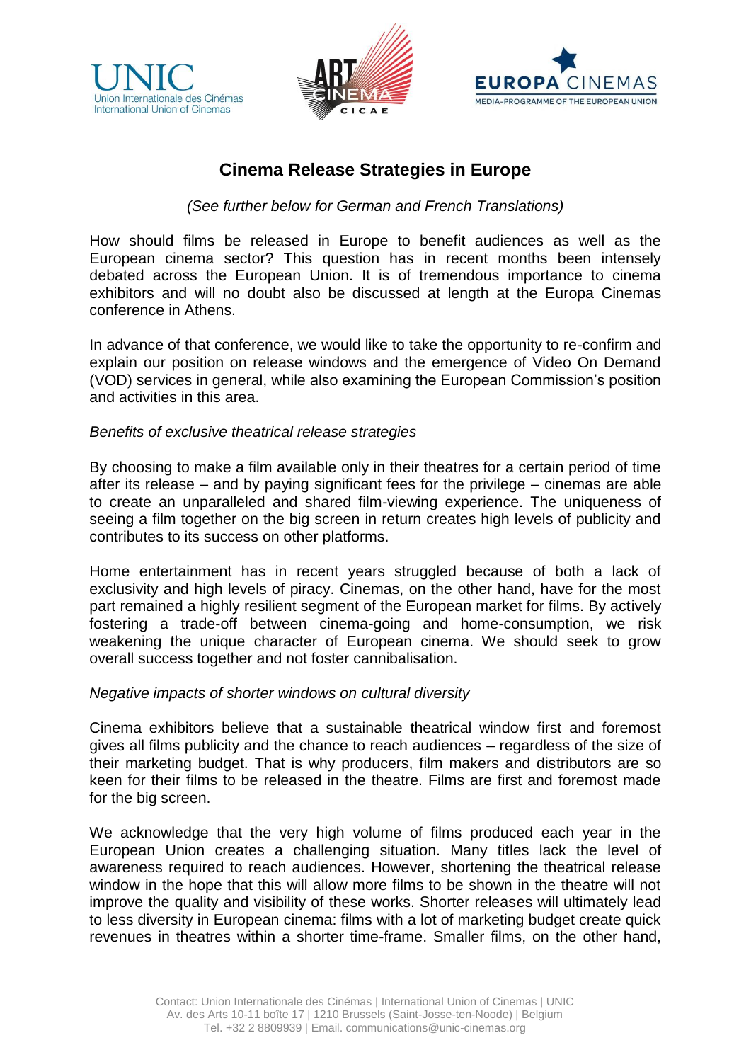# Cinema Release Strategies in Europe

*(See further below for German and French Translations)*

How should films be released in Europe to benefit audiences as well as the European cinema sector? This question has in recent months been intensely debated across the European Union. It is of tremendous importance to cinema exhibitors and will no doubt also be discussed at length at the Europa Cinemas conference in Athens.

In advance of that conference, we would like to take the opportunity to re-confirm and explain our position on release windows and the emergence of Video On Demand (VOD) services in general, while also examining the European Commission's position and activities in this area.

*Benefits of exclusive theatrical release strategies*

By choosing to make a film available only in their theatres for a certain period of time after its release – and by paying significant fees for the privilege – cinemas are able to create an unparalleled and shared film-viewing experience. The uniqueness of seeing a film together on the big screen in return creates high levels of publicity and contributes to its success on other platforms.

Home entertainment has in recent years struggled because of both a lack of exclusivity and high levels of piracy. Cinemas, on the other hand, have for the most part remained a highly resilient segment of the European market for films. By actively fostering a trade-off between cinema-going and home-consumption, we risk weakening the unique character of European cinema. We should seek to grow overall success together and not foster cannibalisation.

*Negative impacts of shorter windows on cultural diversity*

Cinema exhibitors believe that a sustainable theatrical window first and foremost gives all films publicity and the chance to reach audiences – regardless of the size of their marketing budget. That is why producers, film makers and distributors are so keen for their films to be released in the theatre. Films are first and foremost made for the big screen.

We acknowledge that the very high volume of films produced each year in the European Union creates a challenging situation. Many titles lack the level of awareness required to reach audiences. However, shortening the theatrical release window in the hope that this will allow more films to be shown in the theatre will not improve the quality and visibility of these works. Shorter releases will ultimately lead to less diversity in European cinema: films with a lot of marketing budget create quick revenues in theatres within a shorter time-frame. Smaller films, on the other hand,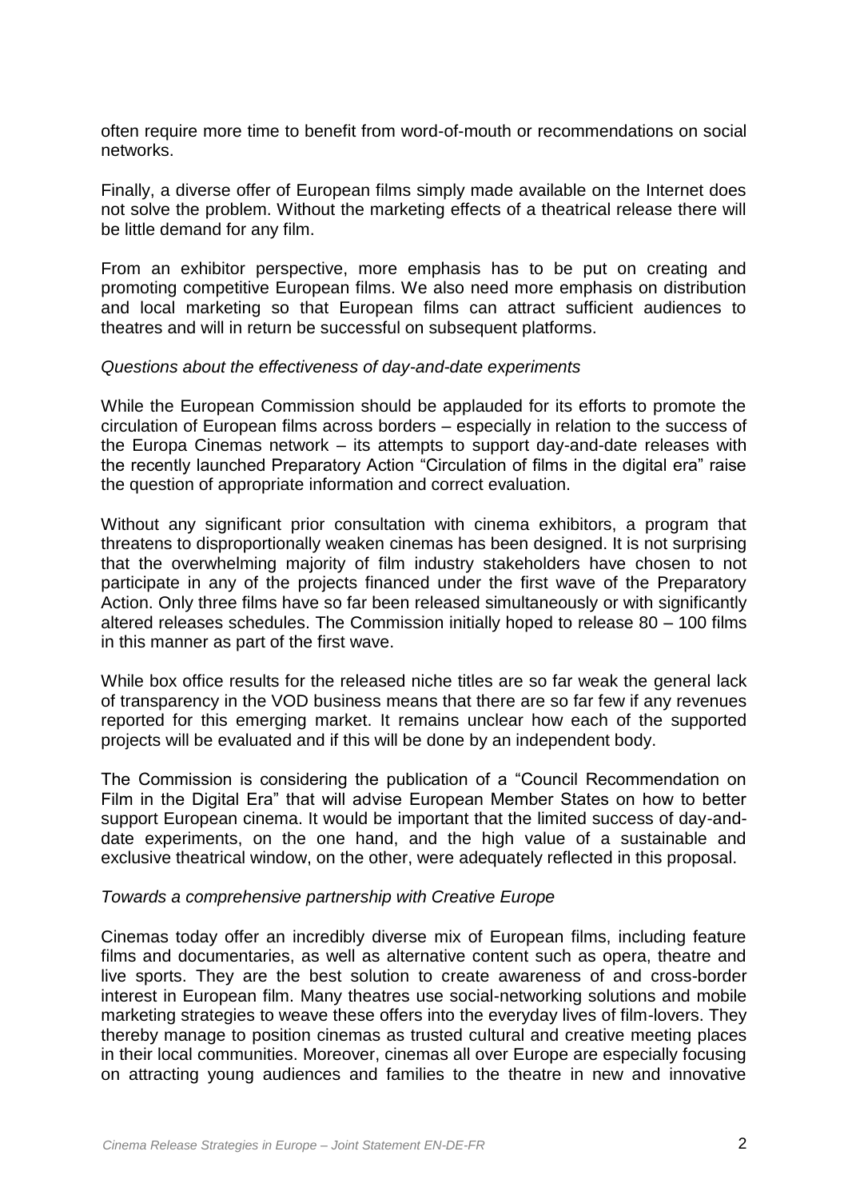often require more time to benefit from word-of-mouth or recommendations on social networks.

Finally, a diverse offer of European films simply made available on the Internet does not solve the problem. Without the marketing effects of a theatrical release there will be little demand for any film.

From an exhibitor perspective, more emphasis has to be put on creating and promoting competitive European films. We also need more emphasis on distribution and local marketing so that European films can attract sufficient audiences to theatres and will in return be successful on subsequent platforms.

*Questions about the effectiveness of day-and-date experiments*

While the European Commission should be applauded for its efforts to promote the circulation of European films across borders – especially in relation to the success of the Europa Cinemas network – its attempts to support day-and-date releases with the recently launched Preparatory Action "Circulation of films in the digital era" raise the question of appropriate information and correct evaluation.

Without any significant prior consultation with cinema exhibitors, a program that threatens to disproportionally weaken cinemas has been designed. It is not surprising that the overwhelming majority of film industry stakeholders have chosen to not participate in any of the projects financed under the first wave of the Preparatory Action. Only three films have so far been released simultaneously or with significantly altered releases schedules. The Commission initially hoped to release 80 – 100 films in this manner as part of the first wave.

While box office results for the released niche titles are so far weak the general lack of transparency in the VOD business means that there are so far few if any revenues reported for this emerging market. It remains unclear how each of the supported projects will be evaluated and if this will be done by an independent body.

The Commission is considering the publication of a "Council Recommendation on Film in the Digital Era" that will advise European Member States on how to better support European cinema. It would be important that the limited success of day-and-date experiments, on the one hand, and the high value of a sustainable and exclusive theatrical window, on the other, were adequately reflected in this proposal.

*Towards a comprehensive partnership with Creative Europe*

Cinemas today offer an incredibly diverse mix of European films, including feature films and documentaries, as well as alternative content such as opera, theatre and live sports. They are the best solution to create awareness of and cross-border interest in European film. Many theatres use social-networking solutions and mobile marketing strategies to weave these offers into the everyday lives of film-lovers. They thereby manage to position cinemas as trusted cultural and creative meeting places in their local communities. Moreover, cinemas all over Europe are especially focusing on attracting young audiences and families to the theatre in new and innovative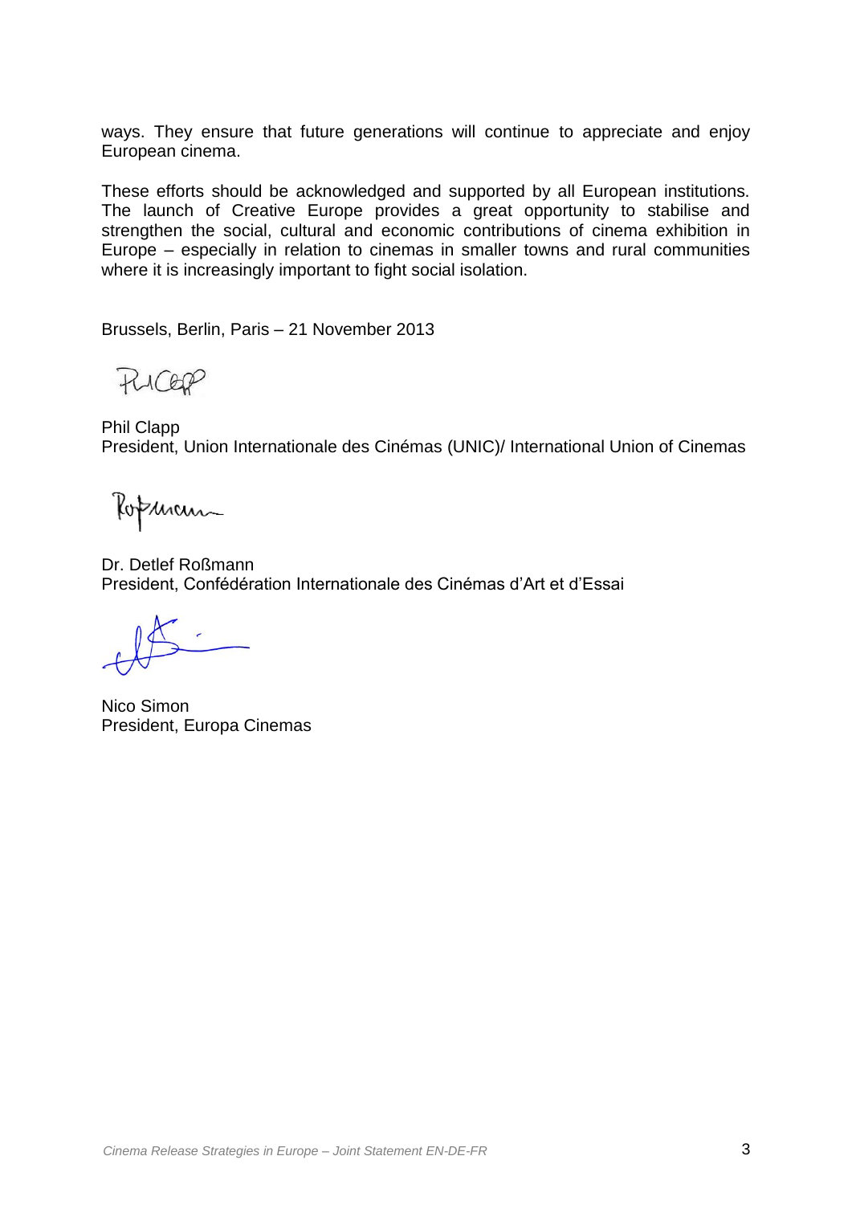ways. They ensure that future generations will continue to appreciate and enjoy European cinema.

These efforts should be acknowledged and supported by all European institutions. The launch of Creative Europe provides a great opportunity to stabilise and strengthen the social, cultural and economic contributions of cinema exhibition in Europe – especially in relation to cinemas in smaller towns and rural communities where it is increasingly important to fight social isolation.

Brussels, Berlin, Paris – 21 November 2013

Phil Clapp
President, Union Internationale des Cinémas (UNIC)/ International Union of Cinemas

Dr. Detlef Roßmann
President, Confédération Internationale des Cinémas d'Art et d'Essai

Nico Simon
President, Europa Cinemas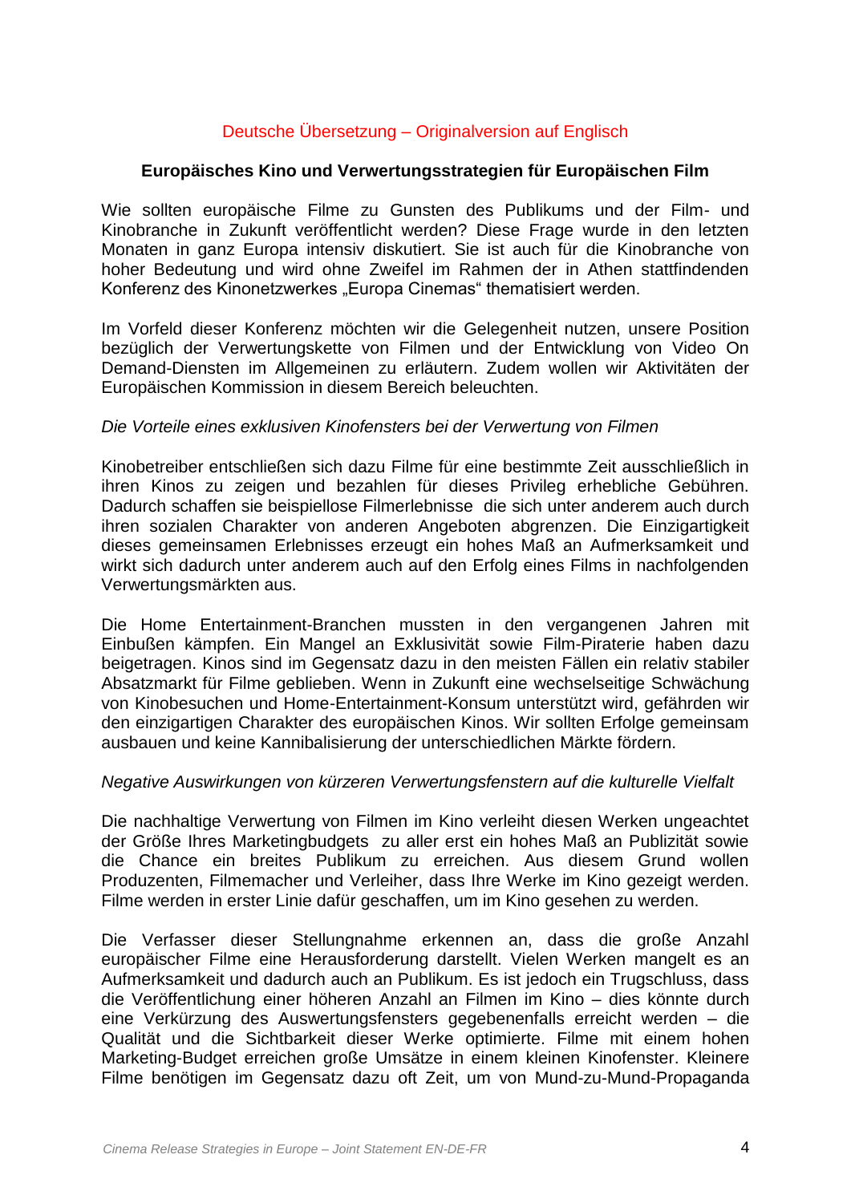Deutsche Übersetzung – Originalversion auf Englisch

## Europäisches Kino und Verwertungsstrategien für Europäischen Film

Wie sollten europäische Filme zu Gunsten des Publikums und der Film- und Kinobranche in Zukunft veröffentlicht werden? Diese Frage wurde in den letzten Monaten in ganz Europa intensiv diskutiert. Sie ist auch für die Kinobranche von hoher Bedeutung und wird ohne Zweifel im Rahmen der in Athen stattfindenden Konferenz des Kinonetzwerkes „Europa Cinemas" thematisiert werden.

Im Vorfeld dieser Konferenz möchten wir die Gelegenheit nutzen, unsere Position bezüglich der Verwertungskette von Filmen und der Entwicklung von Video On Demand-Diensten im Allgemeinen zu erläutern. Zudem wollen wir Aktivitäten der Europäischen Kommission in diesem Bereich beleuchten.

*Die Vorteile eines exklusiven Kinofensters bei der Verwertung von Filmen*

Kinobetreiber entschließen sich dazu Filme für eine bestimmte Zeit ausschließlich in ihren Kinos zu zeigen und bezahlen für dieses Privileg erhebliche Gebühren. Dadurch schaffen sie beispiellose Filmerlebnisse die sich unter anderem auch durch ihren sozialen Charakter von anderen Angeboten abgrenzen. Die Einzigartigkeit dieses gemeinsamen Erlebnisses erzeugt ein hohes Maß an Aufmerksamkeit und wirkt sich dadurch unter anderem auch auf den Erfolg eines Films in nachfolgenden Verwertungsmärkten aus.

Die Home Entertainment-Branchen mussten in den vergangenen Jahren mit Einbußen kämpfen. Ein Mangel an Exklusivität sowie Film-Piraterie haben dazu beigetragen. Kinos sind im Gegensatz dazu in den meisten Fällen ein relativ stabiler Absatzmarkt für Filme geblieben. Wenn in Zukunft eine wechselseitige Schwächung von Kinobesuchen und Home-Entertainment-Konsum unterstützt wird, gefährden wir den einzigartigen Charakter des europäischen Kinos. Wir sollten Erfolge gemeinsam ausbauen und keine Kannibalisierung der unterschiedlichen Märkte fördern.

*Negative Auswirkungen von kürzeren Verwertungsfenstern auf die kulturelle Vielfalt*

Die nachhaltige Verwertung von Filmen im Kino verleiht diesen Werken ungeachtet der Größe Ihres Marketingbudgets zu aller erst ein hohes Maß an Publizität sowie die Chance ein breites Publikum zu erreichen. Aus diesem Grund wollen Produzenten, Filmemacher und Verleiher, dass Ihre Werke im Kino gezeigt werden. Filme werden in erster Linie dafür geschaffen, um im Kino gesehen zu werden.

Die Verfasser dieser Stellungnahme erkennen an, dass die große Anzahl europäischer Filme eine Herausforderung darstellt. Vielen Werken mangelt es an Aufmerksamkeit und dadurch auch an Publikum. Es ist jedoch ein Trugschluss, dass die Veröffentlichung einer höheren Anzahl an Filmen im Kino – dies könnte durch eine Verkürzung des Auswertungsfensters gegebenenfalls erreicht werden – die Qualität und die Sichtbarkeit dieser Werke optimierte. Filme mit einem hohen Marketing-Budget erreichen große Umsätze in einem kleinen Kinofenster. Kleinere Filme benötigen im Gegensatz dazu oft Zeit, um von Mund-zu-Mund-Propaganda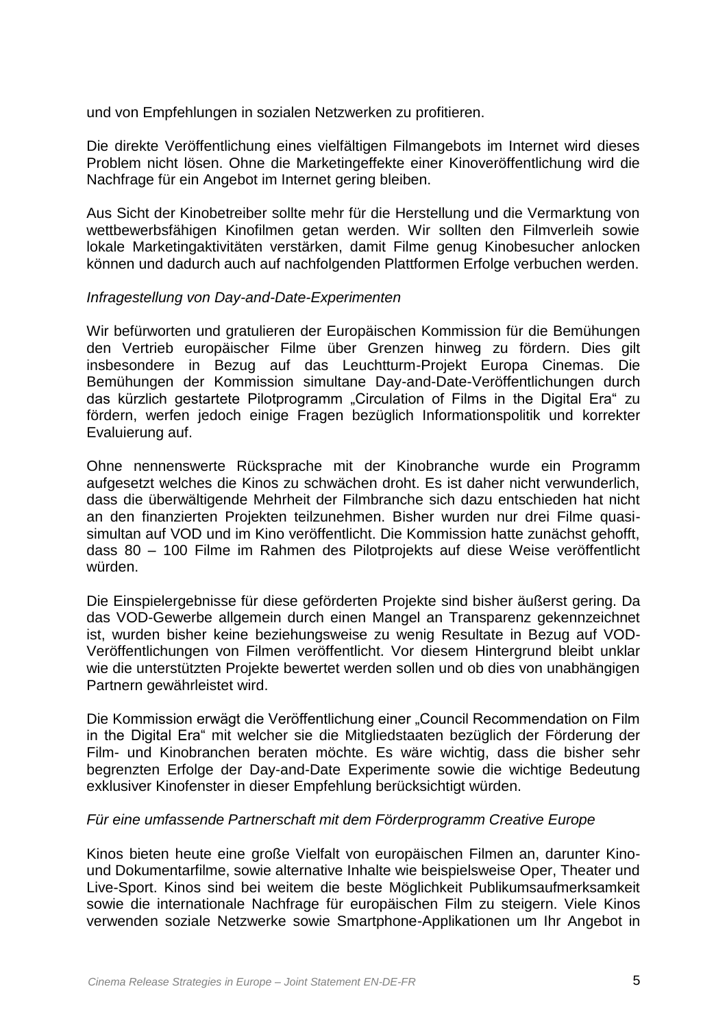und von Empfehlungen in sozialen Netzwerken zu profitieren.

Die direkte Veröffentlichung eines vielfältigen Filmangebots im Internet wird dieses Problem nicht lösen. Ohne die Marketingeffekte einer Kinoveröffentlichung wird die Nachfrage für ein Angebot im Internet gering bleiben.

Aus Sicht der Kinobetreiber sollte mehr für die Herstellung und die Vermarktung von wettbewerbsfähigen Kinofilmen getan werden. Wir sollten den Filmverleih sowie lokale Marketingaktivitäten verstärken, damit Filme genug Kinobesucher anlocken können und dadurch auch auf nachfolgenden Plattformen Erfolge verbuchen werden.

*Infragestellung von Day-and-Date-Experimenten*

Wir befürworten und gratulieren der Europäischen Kommission für die Bemühungen den Vertrieb europäischer Filme über Grenzen hinweg zu fördern. Dies gilt insbesondere in Bezug auf das Leuchtturm-Projekt Europa Cinemas. Die Bemühungen der Kommission simultane Day-and-Date-Veröffentlichungen durch das kürzlich gestartete Pilotprogramm „Circulation of Films in the Digital Era" zu fördern, werfen jedoch einige Fragen bezüglich Informationspolitik und korrekter Evaluierung auf.

Ohne nennenswerte Rücksprache mit der Kinobranche wurde ein Programm aufgesetzt welches die Kinos zu schwächen droht. Es ist daher nicht verwunderlich, dass die überwältigende Mehrheit der Filmbranche sich dazu entschieden hat nicht an den finanzierten Projekten teilzunehmen. Bisher wurden nur drei Filme quasi-simultan auf VOD und im Kino veröffentlicht. Die Kommission hatte zunächst gehofft, dass 80 – 100 Filme im Rahmen des Pilotprojekts auf diese Weise veröffentlicht würden.

Die Einspielergebnisse für diese geförderten Projekte sind bisher äußerst gering. Da das VOD-Gewerbe allgemein durch einen Mangel an Transparenz gekennzeichnet ist, wurden bisher keine beziehungsweise zu wenig Resultate in Bezug auf VOD-Veröffentlichungen von Filmen veröffentlicht. Vor diesem Hintergrund bleibt unklar wie die unterstützten Projekte bewertet werden sollen und ob dies von unabhängigen Partnern gewährleistet wird.

Die Kommission erwägt die Veröffentlichung einer „Council Recommendation on Film in the Digital Era" mit welcher sie die Mitgliedstaaten bezüglich der Förderung der Film- und Kinobranchen beraten möchte. Es wäre wichtig, dass die bisher sehr begrenzten Erfolge der Day-and-Date Experimente sowie die wichtige Bedeutung exklusiver Kinofenster in dieser Empfehlung berücksichtigt würden.

*Für eine umfassende Partnerschaft mit dem Förderprogramm Creative Europe*

Kinos bieten heute eine große Vielfalt von europäischen Filmen an, darunter Kino- und Dokumentarfilme, sowie alternative Inhalte wie beispielsweise Oper, Theater und Live-Sport. Kinos sind bei weitem die beste Möglichkeit Publikumsaufmerksamkeit sowie die internationale Nachfrage für europäischen Film zu steigern. Viele Kinos verwenden soziale Netzwerke sowie Smartphone-Applikationen um Ihr Angebot in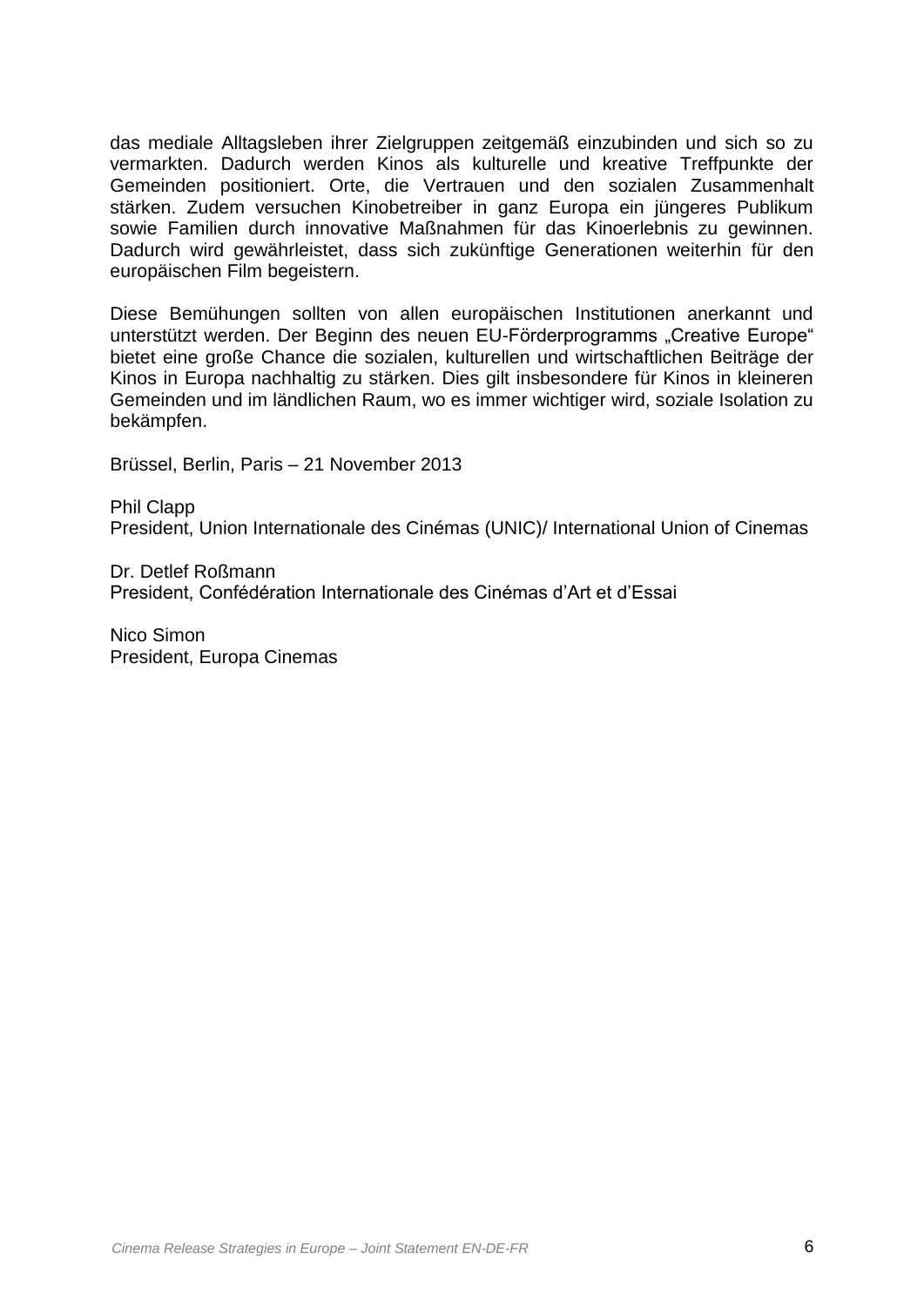das mediale Alltagsleben ihrer Zielgruppen zeitgemäß einzubinden und sich so zu vermarkten. Dadurch werden Kinos als kulturelle und kreative Treffpunkte der Gemeinden positioniert. Orte, die Vertrauen und den sozialen Zusammenhalt stärken. Zudem versuchen Kinobetreiber in ganz Europa ein jüngeres Publikum sowie Familien durch innovative Maßnahmen für das Kinoerlebnis zu gewinnen. Dadurch wird gewährleistet, dass sich zukünftige Generationen weiterhin für den europäischen Film begeistern.

Diese Bemühungen sollten von allen europäischen Institutionen anerkannt und unterstützt werden. Der Beginn des neuen EU-Förderprogramms „Creative Europe" bietet eine große Chance die sozialen, kulturellen und wirtschaftlichen Beiträge der Kinos in Europa nachhaltig zu stärken. Dies gilt insbesondere für Kinos in kleineren Gemeinden und im ländlichen Raum, wo es immer wichtiger wird, soziale Isolation zu bekämpfen.

Brüssel, Berlin, Paris – 21 November 2013

Phil Clapp
President, Union Internationale des Cinémas (UNIC)/ International Union of Cinemas

Dr. Detlef Roßmann
President, Confédération Internationale des Cinémas d'Art et d'Essai

Nico Simon
President, Europa Cinemas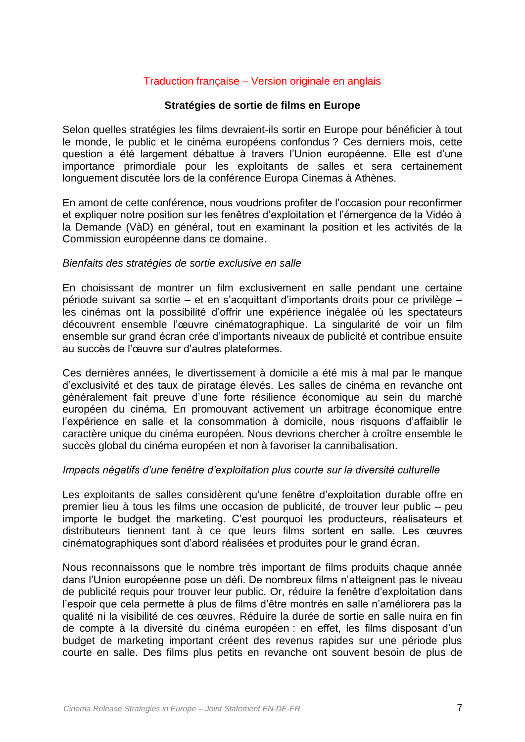Traduction française – Version originale en anglais

## Stratégies de sortie de films en Europe

Selon quelles stratégies les films devraient-ils sortir en Europe pour bénéficier à tout le monde, le public et le cinéma européens confondus ? Ces derniers mois, cette question a été largement débattue à travers l'Union européenne. Elle est d'une importance primordiale pour les exploitants de salles et sera certainement longuement discutée lors de la conférence Europa Cinemas à Athènes.

En amont de cette conférence, nous voudrions profiter de l'occasion pour reconfirmer et expliquer notre position sur les fenêtres d'exploitation et l'émergence de la Vidéo à la Demande (VàD) en général, tout en examinant la position et les activités de la Commission européenne dans ce domaine.

*Bienfaits des stratégies de sortie exclusive en salle*

En choisissant de montrer un film exclusivement en salle pendant une certaine période suivant sa sortie – et en s'acquittant d'importants droits pour ce privilège – les cinémas ont la possibilité d'offrir une expérience inégalée où les spectateurs découvrent ensemble l'œuvre cinématographique. La singularité de voir un film ensemble sur grand écran crée d'importants niveaux de publicité et contribue ensuite au succès de l'œuvre sur d'autres plateformes.

Ces dernières années, le divertissement à domicile a été mis à mal par le manque d'exclusivité et des taux de piratage élevés. Les salles de cinéma en revanche ont généralement fait preuve d'une forte résilience économique au sein du marché européen du cinéma. En promouvant activement un arbitrage économique entre l'expérience en salle et la consommation à domicile, nous risquons d'affaiblir le caractère unique du cinéma européen. Nous devrions chercher à croître ensemble le succès global du cinéma européen et non à favoriser la cannibalisation.

*Impacts négatifs d'une fenêtre d'exploitation plus courte sur la diversité culturelle*

Les exploitants de salles considèrent qu'une fenêtre d'exploitation durable offre en premier lieu à tous les films une occasion de publicité, de trouver leur public – peu importe le budget the marketing. C'est pourquoi les producteurs, réalisateurs et distributeurs tiennent tant à ce que leurs films sortent en salle. Les œuvres cinématographiques sont d'abord réalisées et produites pour le grand écran.

Nous reconnaissons que le nombre très important de films produits chaque année dans l'Union européenne pose un défi. De nombreux films n'atteignent pas le niveau de publicité requis pour trouver leur public. Or, réduire la fenêtre d'exploitation dans l'espoir que cela permette à plus de films d'être montrés en salle n'améliorera pas la qualité ni la visibilité de ces œuvres. Réduire la durée de sortie en salle nuira en fin de compte à la diversité du cinéma européen : en effet, les films disposant d'un budget de marketing important créent des revenus rapides sur une période plus courte en salle. Des films plus petits en revanche ont souvent besoin de plus de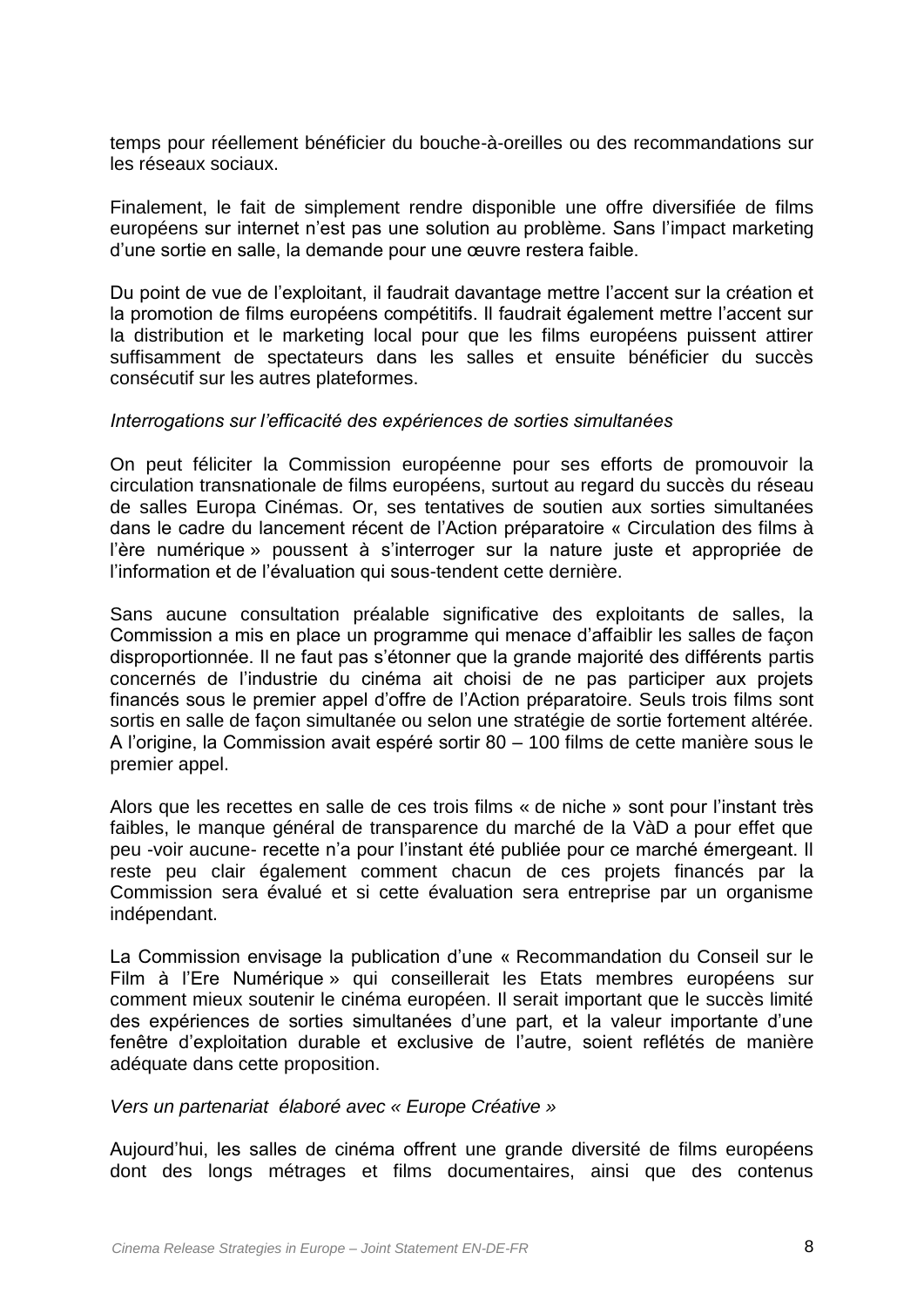temps pour réellement bénéficier du bouche-à-oreilles ou des recommandations sur les réseaux sociaux.

Finalement, le fait de simplement rendre disponible une offre diversifiée de films européens sur internet n'est pas une solution au problème. Sans l'impact marketing d'une sortie en salle, la demande pour une œuvre restera faible.

Du point de vue de l'exploitant, il faudrait davantage mettre l'accent sur la création et la promotion de films européens compétitifs. Il faudrait également mettre l'accent sur la distribution et le marketing local pour que les films européens puissent attirer suffisamment de spectateurs dans les salles et ensuite bénéficier du succès consécutif sur les autres plateformes.

*Interrogations sur l'efficacité des expériences de sorties simultanées*

On peut féliciter la Commission européenne pour ses efforts de promouvoir la circulation transnationale de films européens, surtout au regard du succès du réseau de salles Europa Cinémas. Or, ses tentatives de soutien aux sorties simultanées dans le cadre du lancement récent de l'Action préparatoire « Circulation des films à l'ère numérique » poussent à s'interroger sur la nature juste et appropriée de l'information et de l'évaluation qui sous-tendent cette dernière.

Sans aucune consultation préalable significative des exploitants de salles, la Commission a mis en place un programme qui menace d'affaiblir les salles de façon disproportionnée. Il ne faut pas s'étonner que la grande majorité des différents partis concernés de l'industrie du cinéma ait choisi de ne pas participer aux projets financés sous le premier appel d'offre de l'Action préparatoire. Seuls trois films sont sortis en salle de façon simultanée ou selon une stratégie de sortie fortement altérée. A l'origine, la Commission avait espéré sortir 80 – 100 films de cette manière sous le premier appel.

Alors que les recettes en salle de ces trois films « de niche » sont pour l'instant très faibles, le manque général de transparence du marché de la VàD a pour effet que peu -voir aucune- recette n'a pour l'instant été publiée pour ce marché émergeant. Il reste peu clair également comment chacun de ces projets financés par la Commission sera évalué et si cette évaluation sera entreprise par un organisme indépendant.

La Commission envisage la publication d'une « Recommandation du Conseil sur le Film à l'Ere Numérique » qui conseillerait les Etats membres européens sur comment mieux soutenir le cinéma européen. Il serait important que le succès limité des expériences de sorties simultanées d'une part, et la valeur importante d'une fenêtre d'exploitation durable et exclusive de l'autre, soient reflétés de manière adéquate dans cette proposition.

*Vers un partenariat élaboré avec « Europe Créative »*

Aujourd'hui, les salles de cinéma offrent une grande diversité de films européens dont des longs métrages et films documentaires, ainsi que des contenus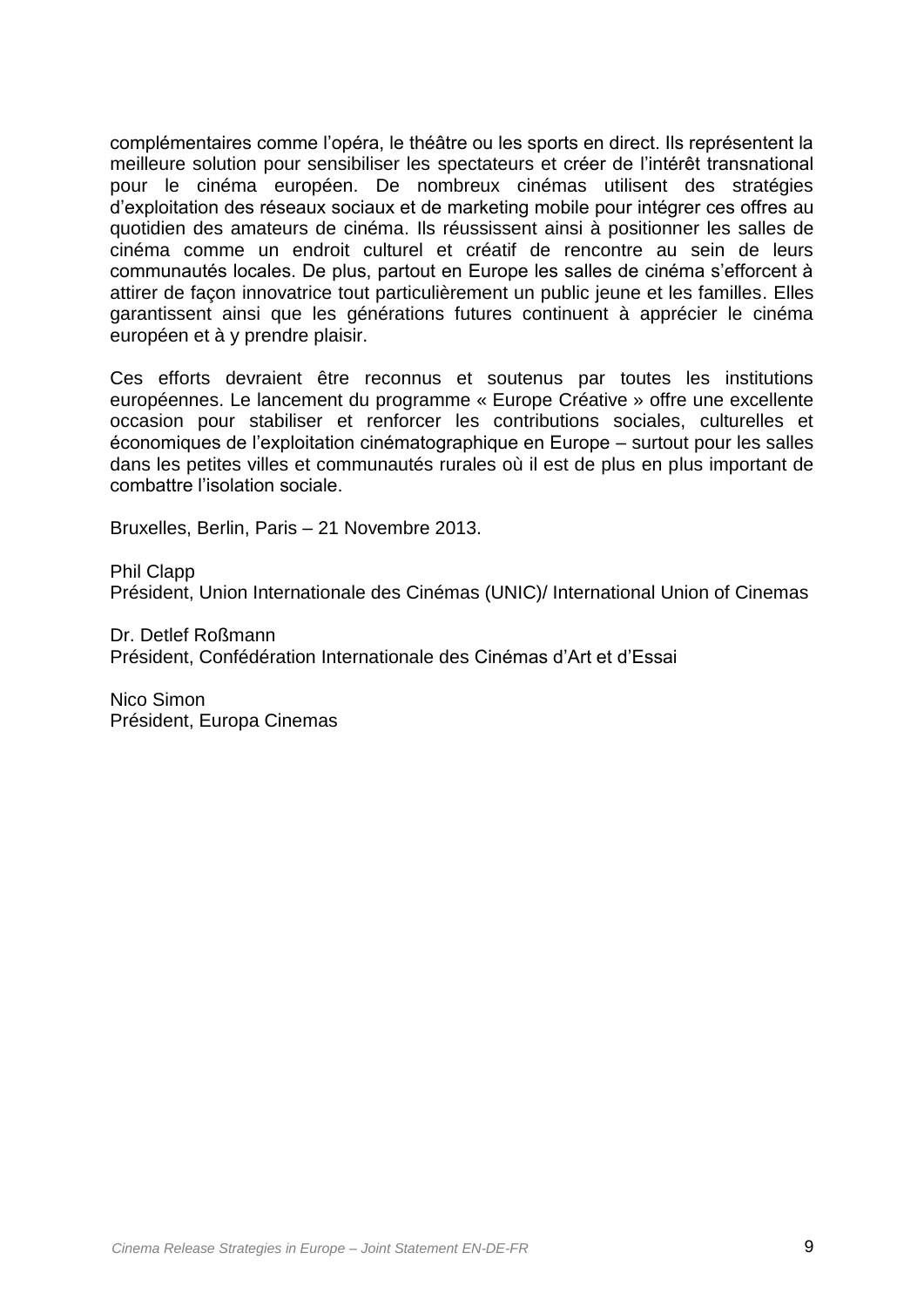complémentaires comme l'opéra, le théâtre ou les sports en direct. Ils représentent la meilleure solution pour sensibiliser les spectateurs et créer de l'intérêt transnational pour le cinéma européen. De nombreux cinémas utilisent des stratégies d'exploitation des réseaux sociaux et de marketing mobile pour intégrer ces offres au quotidien des amateurs de cinéma. Ils réussissent ainsi à positionner les salles de cinéma comme un endroit culturel et créatif de rencontre au sein de leurs communautés locales. De plus, partout en Europe les salles de cinéma s'efforcent à attirer de façon innovatrice tout particulièrement un public jeune et les familles. Elles garantissent ainsi que les générations futures continuent à apprécier le cinéma européen et à y prendre plaisir.

Ces efforts devraient être reconnus et soutenus par toutes les institutions européennes. Le lancement du programme « Europe Créative » offre une excellente occasion pour stabiliser et renforcer les contributions sociales, culturelles et économiques de l'exploitation cinématographique en Europe – surtout pour les salles dans les petites villes et communautés rurales où il est de plus en plus important de combattre l'isolation sociale.

Bruxelles, Berlin, Paris – 21 Novembre 2013.

Phil Clapp
Président, Union Internationale des Cinémas (UNIC)/ International Union of Cinemas

Dr. Detlef Roßmann
Président, Confédération Internationale des Cinémas d'Art et d'Essai

Nico Simon
Président, Europa Cinemas